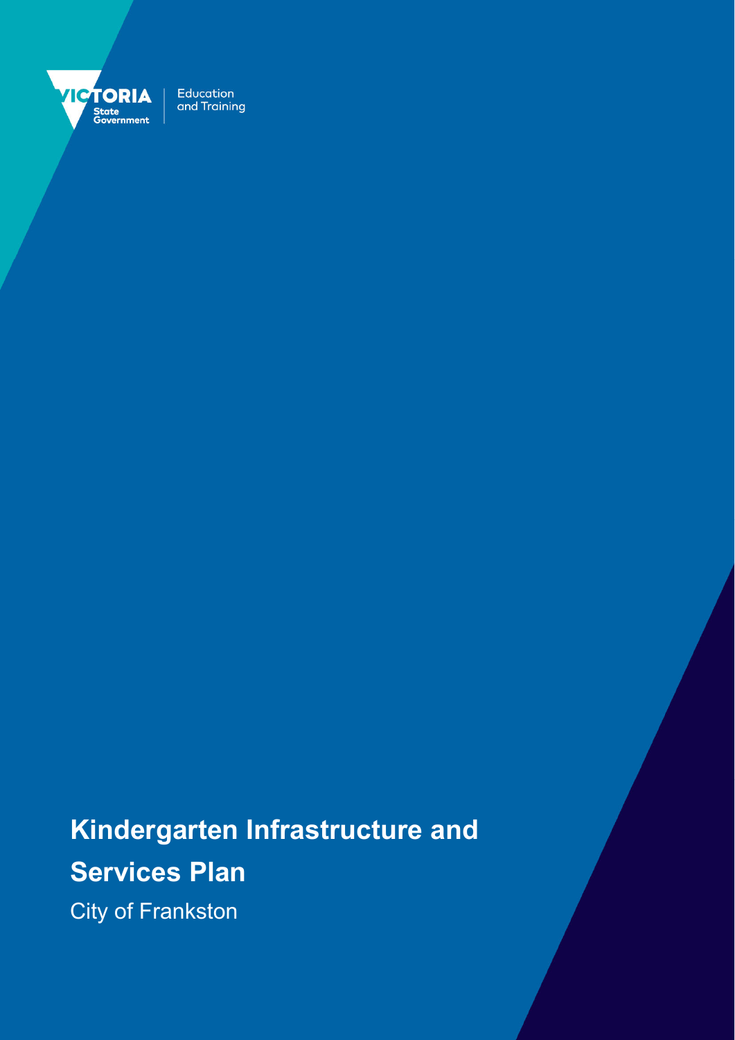VICTORIA State Government | Education and Training

# Kindergarten Infrastructure and Services Plan

City of Frankston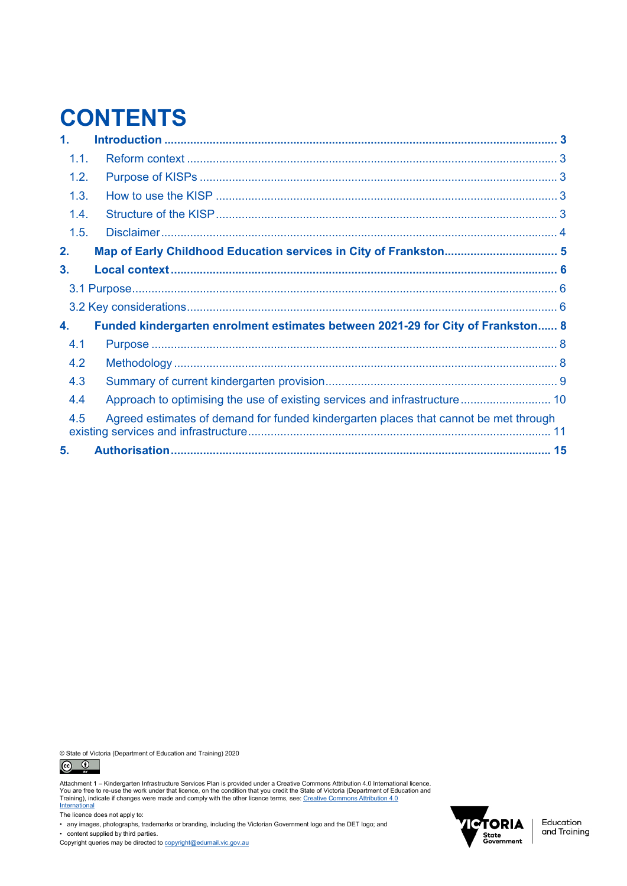# CONTENTS

1. **Introduction** ........................................................................................................ **3**
   - 1.1. Reform context ................................................................................................. 3
   - 1.2. Purpose of KISPs ............................................................................................. 3
   - 1.3. How to use the KISP ........................................................................................ 3
   - 1.4. Structure of the KISP ........................................................................................ 3
   - 1.5. Disclaimer ......................................................................................................... 4
2. **Map of Early Childhood Education services in City of Frankston** .................................. **5**
3. **Local context** ..................................................................................................... **6**
   - 3.1 Purpose ................................................................................................................. 6
   - 3.2 Key considerations ................................................................................................ 6
4. **Funded kindergarten enrolment estimates between 2021-29 for City of Frankston** ...... **8**
   - 4.1 Purpose ............................................................................................................ 8
   - 4.2 Methodology ..................................................................................................... 8
   - 4.3 Summary of current kindergarten provision ....................................................... 9
   - 4.4 Approach to optimising the use of existing services and infrastructure ............................ 10
   - 4.5 Agreed estimates of demand for funded kindergarten places that cannot be met through existing services and infrastructure ............................................................................. 11
5. **Authorisation** .................................................................................................... **15**

© State of Victoria (Department of Education and Training) 2020

Attachment 1 – Kindergarten Infrastructure Services Plan is provided under a Creative Commons Attribution 4.0 International licence. You are free to re-use the work under that licence, on the condition that you credit the State of Victoria (Department of Education and Training), indicate if changes were made and comply with the other licence terms, see: Creative Commons Attribution 4.0 International

The licence does not apply to:

- any images, photographs, trademarks or branding, including the Victorian Government logo and the DET logo; and
- content supplied by third parties.

Copyright queries may be directed to copyright@edumail.vic.gov.au

VICTORIA State Government | Education and Training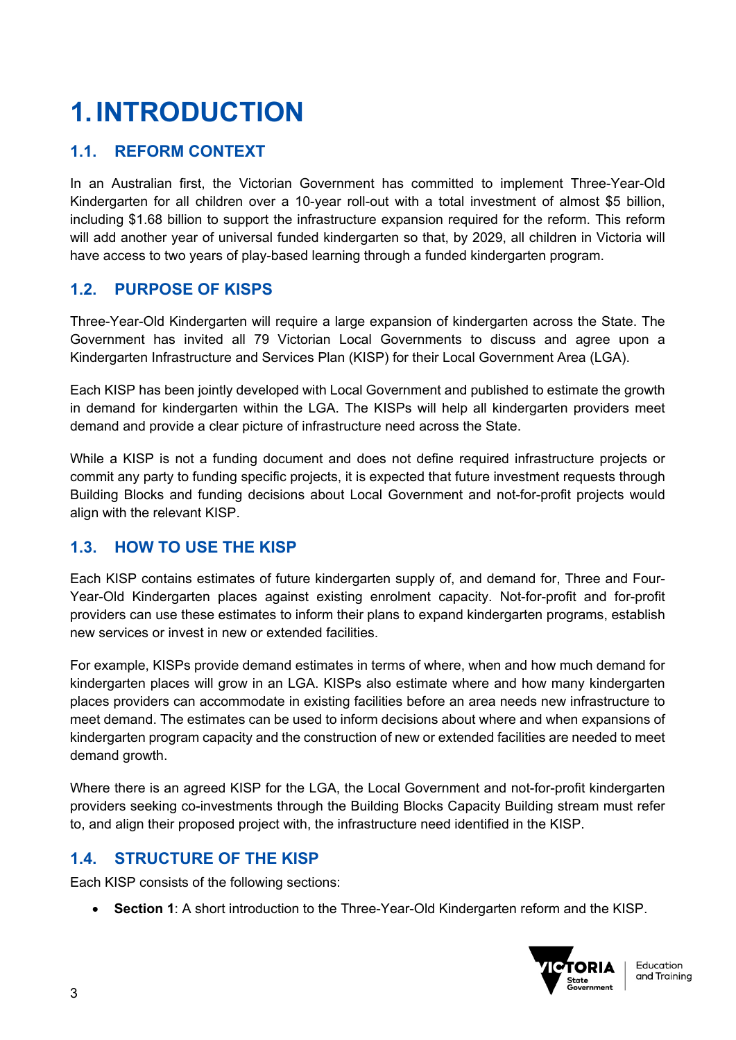# 1. INTRODUCTION

## 1.1. REFORM CONTEXT

In an Australian first, the Victorian Government has committed to implement Three-Year-Old Kindergarten for all children over a 10-year roll-out with a total investment of almost $5 billion, including $1.68 billion to support the infrastructure expansion required for the reform. This reform will add another year of universal funded kindergarten so that, by 2029, all children in Victoria will have access to two years of play-based learning through a funded kindergarten program.

## 1.2. PURPOSE OF KISPS

Three-Year-Old Kindergarten will require a large expansion of kindergarten across the State. The Government has invited all 79 Victorian Local Governments to discuss and agree upon a Kindergarten Infrastructure and Services Plan (KISP) for their Local Government Area (LGA).

Each KISP has been jointly developed with Local Government and published to estimate the growth in demand for kindergarten within the LGA. The KISPs will help all kindergarten providers meet demand and provide a clear picture of infrastructure need across the State.

While a KISP is not a funding document and does not define required infrastructure projects or commit any party to funding specific projects, it is expected that future investment requests through Building Blocks and funding decisions about Local Government and not-for-profit projects would align with the relevant KISP.

## 1.3. HOW TO USE THE KISP

Each KISP contains estimates of future kindergarten supply of, and demand for, Three and Four-Year-Old Kindergarten places against existing enrolment capacity. Not-for-profit and for-profit providers can use these estimates to inform their plans to expand kindergarten programs, establish new services or invest in new or extended facilities.

For example, KISPs provide demand estimates in terms of where, when and how much demand for kindergarten places will grow in an LGA. KISPs also estimate where and how many kindergarten places providers can accommodate in existing facilities before an area needs new infrastructure to meet demand. The estimates can be used to inform decisions about where and when expansions of kindergarten program capacity and the construction of new or extended facilities are needed to meet demand growth.

Where there is an agreed KISP for the LGA, the Local Government and not-for-profit kindergarten providers seeking co-investments through the Building Blocks Capacity Building stream must refer to, and align their proposed project with, the infrastructure need identified in the KISP.

## 1.4. STRUCTURE OF THE KISP

Each KISP consists of the following sections:

- **Section 1**: A short introduction to the Three-Year-Old Kindergarten reform and the KISP.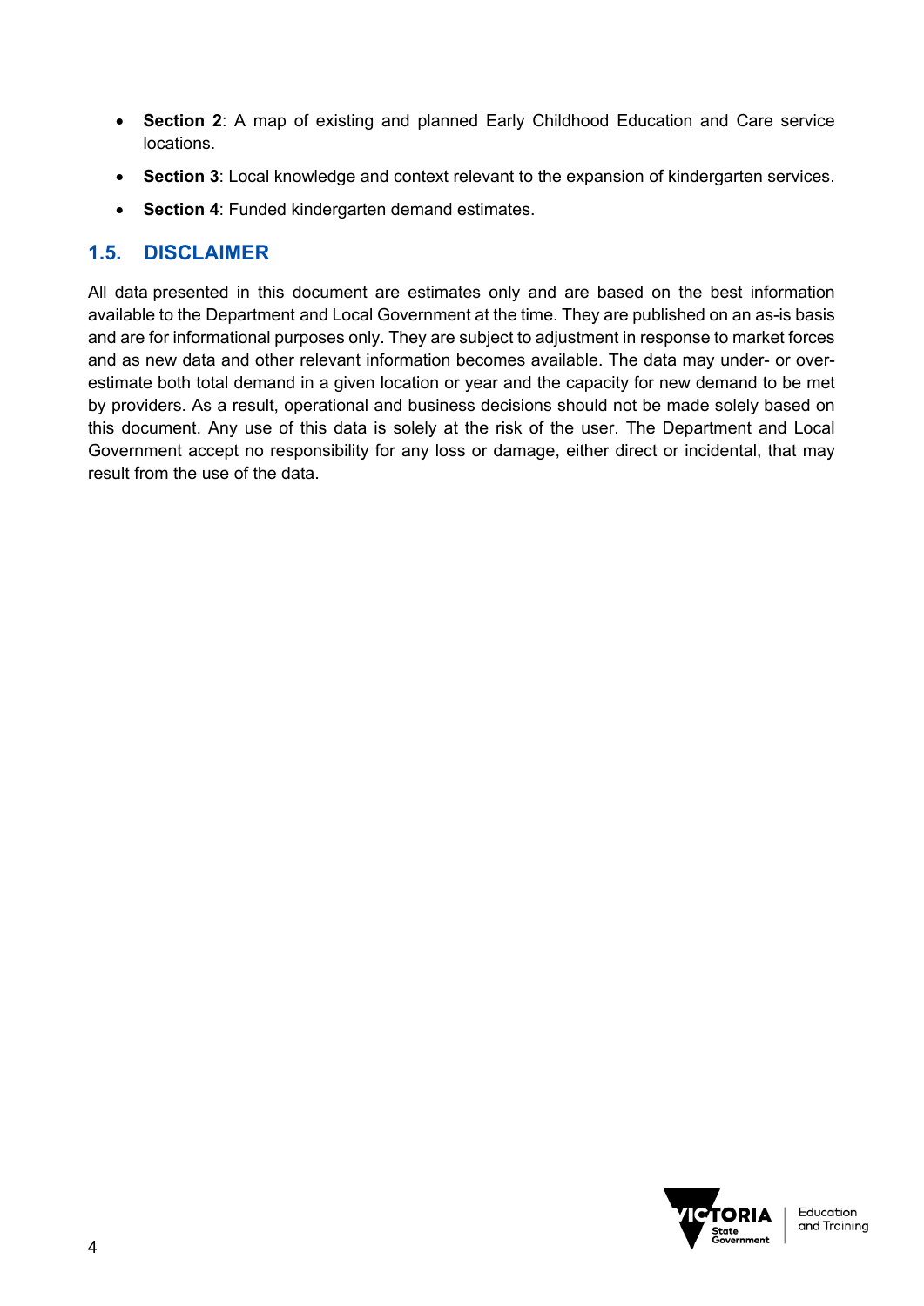- **Section 2**: A map of existing and planned Early Childhood Education and Care service locations.
- **Section 3**: Local knowledge and context relevant to the expansion of kindergarten services.
- **Section 4**: Funded kindergarten demand estimates.

## 1.5. DISCLAIMER

All data presented in this document are estimates only and are based on the best information available to the Department and Local Government at the time. They are published on an as-is basis and are for informational purposes only. They are subject to adjustment in response to market forces and as new data and other relevant information becomes available. The data may under- or over-estimate both total demand in a given location or year and the capacity for new demand to be met by providers. As a result, operational and business decisions should not be made solely based on this document. Any use of this data is solely at the risk of the user. The Department and Local Government accept no responsibility for any loss or damage, either direct or incidental, that may result from the use of the data.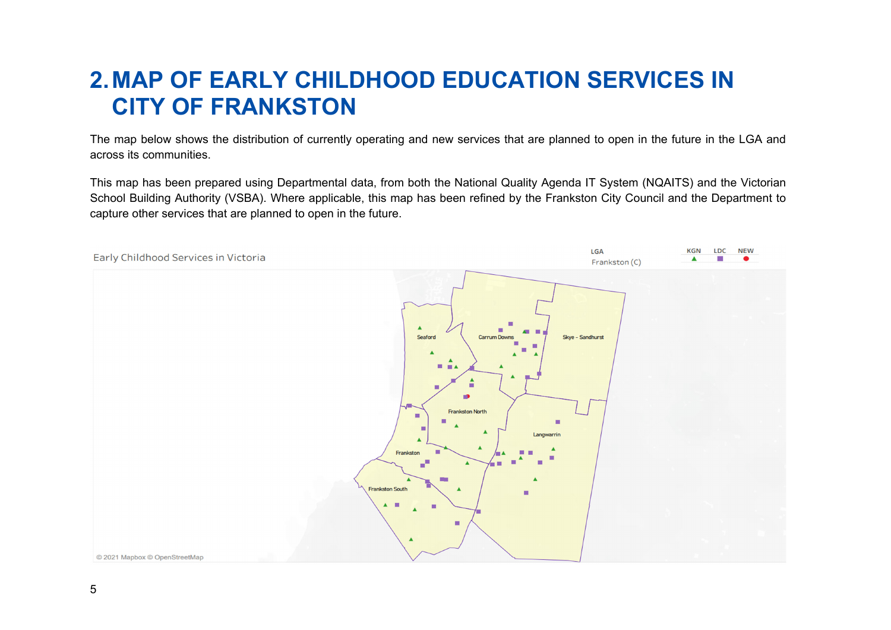# 2. MAP OF EARLY CHILDHOOD EDUCATION SERVICES IN CITY OF FRANKSTON

The map below shows the distribution of currently operating and new services that are planned to open in the future in the LGA and across its communities.

This map has been prepared using Departmental data, from both the National Quality Agenda IT System (NQAITS) and the Victorian School Building Authority (VSBA). Where applicable, this map has been refined by the Frankston City Council and the Department to capture other services that are planned to open in the future.

Early Childhood Services in Victoria

LGA: Frankston (C)

KGN ▲ LDC ■ NEW ●

Seaford, Carrum Downs, Skye - Sandhurst, Frankston North, Langwarrin, Frankston, Frankston South

© 2021 Mapbox © OpenStreetMap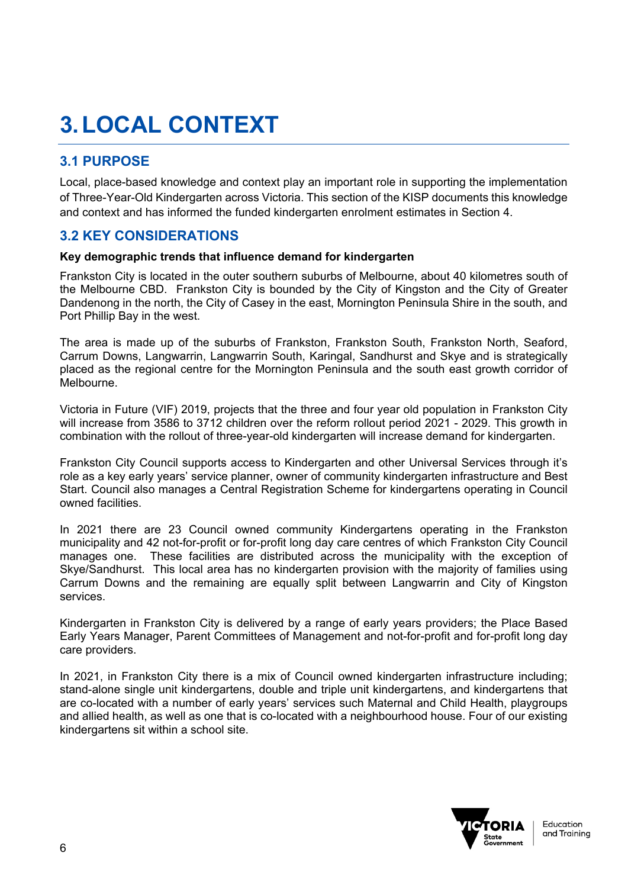# 3. LOCAL CONTEXT

## 3.1 PURPOSE

Local, place-based knowledge and context play an important role in supporting the implementation of Three-Year-Old Kindergarten across Victoria. This section of the KISP documents this knowledge and context and has informed the funded kindergarten enrolment estimates in Section 4.

## 3.2 KEY CONSIDERATIONS

**Key demographic trends that influence demand for kindergarten**

Frankston City is located in the outer southern suburbs of Melbourne, about 40 kilometres south of the Melbourne CBD. Frankston City is bounded by the City of Kingston and the City of Greater Dandenong in the north, the City of Casey in the east, Mornington Peninsula Shire in the south, and Port Phillip Bay in the west.

The area is made up of the suburbs of Frankston, Frankston South, Frankston North, Seaford, Carrum Downs, Langwarrin, Langwarrin South, Karingal, Sandhurst and Skye and is strategically placed as the regional centre for the Mornington Peninsula and the south east growth corridor of Melbourne.

Victoria in Future (VIF) 2019, projects that the three and four year old population in Frankston City will increase from 3586 to 3712 children over the reform rollout period 2021 - 2029. This growth in combination with the rollout of three-year-old kindergarten will increase demand for kindergarten.

Frankston City Council supports access to Kindergarten and other Universal Services through it's role as a key early years' service planner, owner of community kindergarten infrastructure and Best Start. Council also manages a Central Registration Scheme for kindergartens operating in Council owned facilities.

In 2021 there are 23 Council owned community Kindergartens operating in the Frankston municipality and 42 not-for-profit or for-profit long day care centres of which Frankston City Council manages one. These facilities are distributed across the municipality with the exception of Skye/Sandhurst. This local area has no kindergarten provision with the majority of families using Carrum Downs and the remaining are equally split between Langwarrin and City of Kingston services.

Kindergarten in Frankston City is delivered by a range of early years providers; the Place Based Early Years Manager, Parent Committees of Management and not-for-profit and for-profit long day care providers.

In 2021, in Frankston City there is a mix of Council owned kindergarten infrastructure including; stand-alone single unit kindergartens, double and triple unit kindergartens, and kindergartens that are co-located with a number of early years' services such Maternal and Child Health, playgroups and allied health, as well as one that is co-located with a neighbourhood house. Four of our existing kindergartens sit within a school site.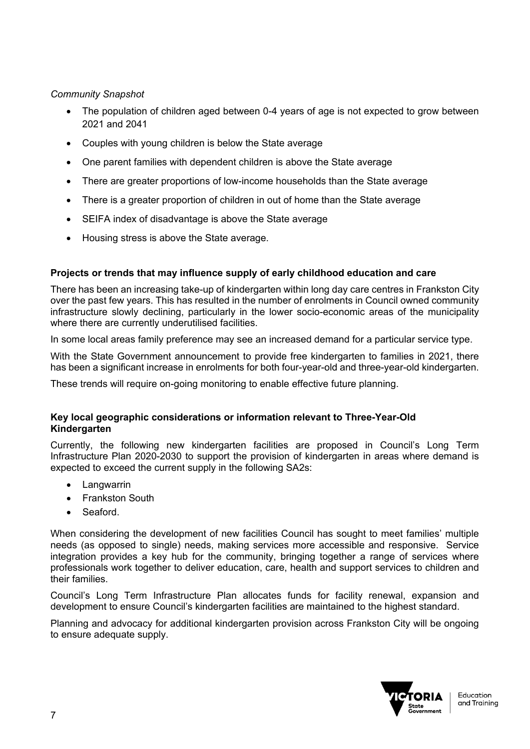*Community Snapshot*

- The population of children aged between 0-4 years of age is not expected to grow between 2021 and 2041
- Couples with young children is below the State average
- One parent families with dependent children is above the State average
- There are greater proportions of low-income households than the State average
- There is a greater proportion of children in out of home than the State average
- SEIFA index of disadvantage is above the State average
- Housing stress is above the State average.

**Projects or trends that may influence supply of early childhood education and care**

There has been an increasing take-up of kindergarten within long day care centres in Frankston City over the past few years. This has resulted in the number of enrolments in Council owned community infrastructure slowly declining, particularly in the lower socio-economic areas of the municipality where there are currently underutilised facilities.

In some local areas family preference may see an increased demand for a particular service type.

With the State Government announcement to provide free kindergarten to families in 2021, there has been a significant increase in enrolments for both four-year-old and three-year-old kindergarten.

These trends will require on-going monitoring to enable effective future planning.

**Key local geographic considerations or information relevant to Three-Year-Old Kindergarten**

Currently, the following new kindergarten facilities are proposed in Council's Long Term Infrastructure Plan 2020-2030 to support the provision of kindergarten in areas where demand is expected to exceed the current supply in the following SA2s:

- Langwarrin
- Frankston South
- Seaford.

When considering the development of new facilities Council has sought to meet families' multiple needs (as opposed to single) needs, making services more accessible and responsive. Service integration provides a key hub for the community, bringing together a range of services where professionals work together to deliver education, care, health and support services to children and their families.

Council's Long Term Infrastructure Plan allocates funds for facility renewal, expansion and development to ensure Council's kindergarten facilities are maintained to the highest standard.

Planning and advocacy for additional kindergarten provision across Frankston City will be ongoing to ensure adequate supply.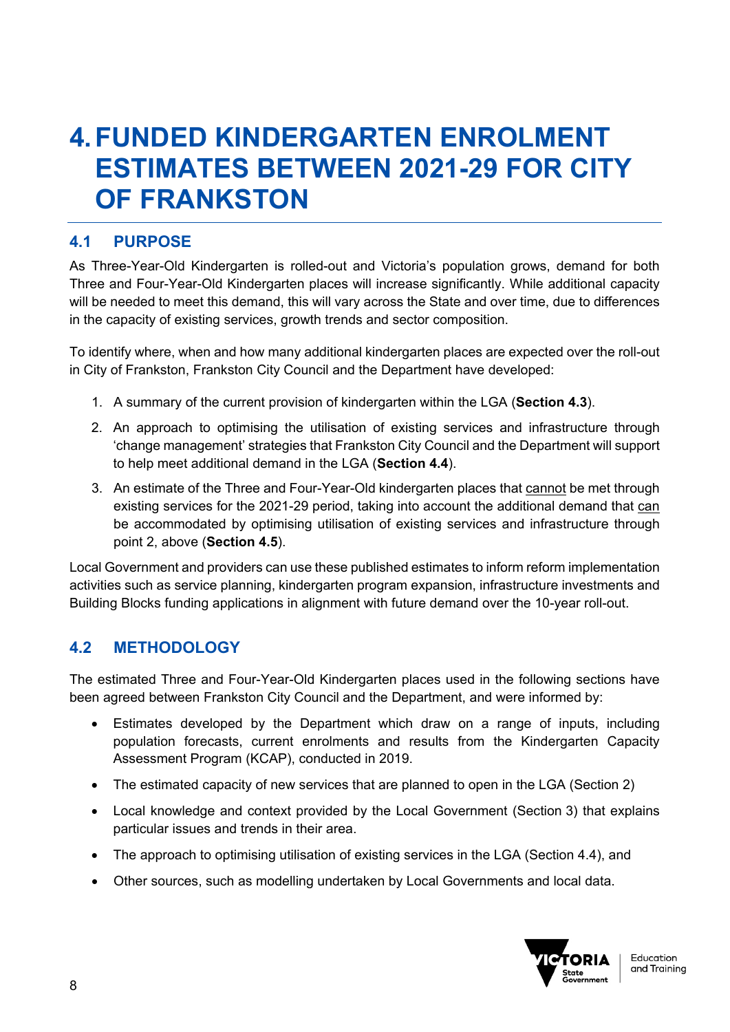// 4. FUNDED KINDERGARTEN ENROLMENT ESTIMATES BETWEEN 2021-29 FOR CITY OF FRANKSTON

## 4.1 PURPOSE

As Three-Year-Old Kindergarten is rolled-out and Victoria's population grows, demand for both Three and Four-Year-Old Kindergarten places will increase significantly. While additional capacity will be needed to meet this demand, this will vary across the State and over time, due to differences in the capacity of existing services, growth trends and sector composition.

To identify where, when and how many additional kindergarten places are expected over the roll-out in City of Frankston, Frankston City Council and the Department have developed:

1. A summary of the current provision of kindergarten within the LGA (**Section 4.3**).
2. An approach to optimising the utilisation of existing services and infrastructure through 'change management' strategies that Frankston City Council and the Department will support to help meet additional demand in the LGA (**Section 4.4**).
3. An estimate of the Three and Four-Year-Old kindergarten places that <u>cannot</u> be met through existing services for the 2021-29 period, taking into account the additional demand that <u>can</u> be accommodated by optimising utilisation of existing services and infrastructure through point 2, above (**Section 4.5**).

Local Government and providers can use these published estimates to inform reform implementation activities such as service planning, kindergarten program expansion, infrastructure investments and Building Blocks funding applications in alignment with future demand over the 10-year roll-out.

## 4.2 METHODOLOGY

The estimated Three and Four-Year-Old Kindergarten places used in the following sections have been agreed between Frankston City Council and the Department, and were informed by:

- Estimates developed by the Department which draw on a range of inputs, including population forecasts, current enrolments and results from the Kindergarten Capacity Assessment Program (KCAP), conducted in 2019.
- The estimated capacity of new services that are planned to open in the LGA (Section 2)
- Local knowledge and context provided by the Local Government (Section 3) that explains particular issues and trends in their area.
- The approach to optimising utilisation of existing services in the LGA (Section 4.4), and
- Other sources, such as modelling undertaken by Local Governments and local data.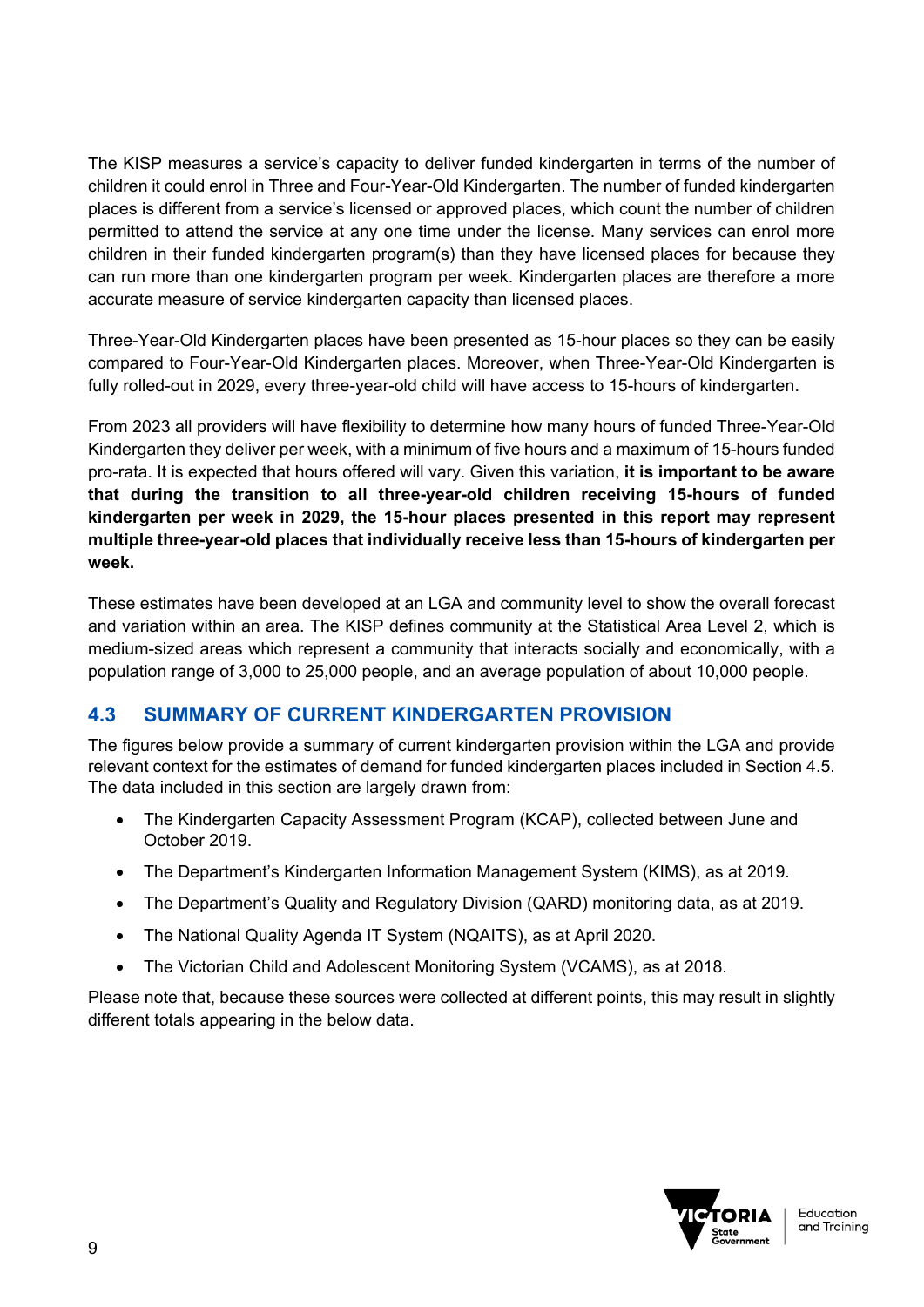The KISP measures a service's capacity to deliver funded kindergarten in terms of the number of children it could enrol in Three and Four-Year-Old Kindergarten. The number of funded kindergarten places is different from a service's licensed or approved places, which count the number of children permitted to attend the service at any one time under the license. Many services can enrol more children in their funded kindergarten program(s) than they have licensed places for because they can run more than one kindergarten program per week. Kindergarten places are therefore a more accurate measure of service kindergarten capacity than licensed places.

Three-Year-Old Kindergarten places have been presented as 15-hour places so they can be easily compared to Four-Year-Old Kindergarten places. Moreover, when Three-Year-Old Kindergarten is fully rolled-out in 2029, every three-year-old child will have access to 15-hours of kindergarten.

From 2023 all providers will have flexibility to determine how many hours of funded Three-Year-Old Kindergarten they deliver per week, with a minimum of five hours and a maximum of 15-hours funded pro-rata. It is expected that hours offered will vary. Given this variation, **it is important to be aware that during the transition to all three-year-old children receiving 15-hours of funded kindergarten per week in 2029, the 15-hour places presented in this report may represent multiple three-year-old places that individually receive less than 15-hours of kindergarten per week.**

These estimates have been developed at an LGA and community level to show the overall forecast and variation within an area. The KISP defines community at the Statistical Area Level 2, which is medium-sized areas which represent a community that interacts socially and economically, with a population range of 3,000 to 25,000 people, and an average population of about 10,000 people.

## 4.3 SUMMARY OF CURRENT KINDERGARTEN PROVISION

The figures below provide a summary of current kindergarten provision within the LGA and provide relevant context for the estimates of demand for funded kindergarten places included in Section 4.5. The data included in this section are largely drawn from:

- The Kindergarten Capacity Assessment Program (KCAP), collected between June and October 2019.
- The Department's Kindergarten Information Management System (KIMS), as at 2019.
- The Department's Quality and Regulatory Division (QARD) monitoring data, as at 2019.
- The National Quality Agenda IT System (NQAITS), as at April 2020.
- The Victorian Child and Adolescent Monitoring System (VCAMS), as at 2018.

Please note that, because these sources were collected at different points, this may result in slightly different totals appearing in the below data.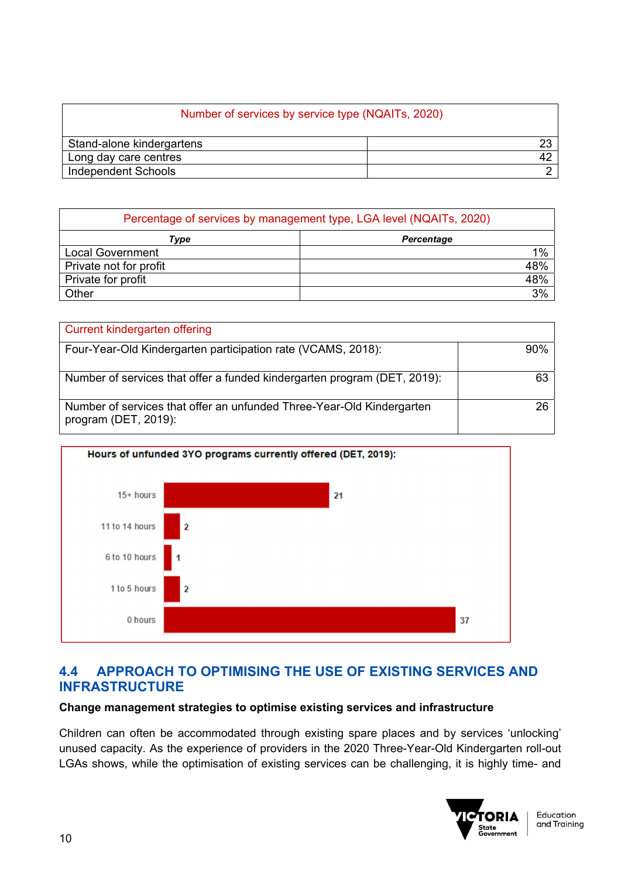| Number of services by service type (NQAITs, 2020) | |
|---|---|
| Stand-alone kindergartens | 23 |
| Long day care centres | 42 |
| Independent Schools | 2 |

| Percentage of services by management type, LGA level (NQAITs, 2020) | |
|---|---|
| ***Type*** | ***Percentage*** |
| Local Government | 1% |
| Private not for profit | 48% |
| Private for profit | 48% |
| Other | 3% |

| Current kindergarten offering | |
|---|---|
| Four-Year-Old Kindergarten participation rate (VCAMS, 2018): | 90% |
| Number of services that offer a funded kindergarten program (DET, 2019): | 63 |
| Number of services that offer an unfunded Three-Year-Old Kindergarten program (DET, 2019): | 26 |

**Hours of unfunded 3YO programs currently offered (DET, 2019):**

| Hours | Number |
|---|---|
| 15+ hours | 21 |
| 11 to 14 hours | 2 |
| 6 to 10 hours | 1 |
| 1 to 5 hours | 2 |
| 0 hours | 37 |

## 4.4 APPROACH TO OPTIMISING THE USE OF EXISTING SERVICES AND INFRASTRUCTURE

**Change management strategies to optimise existing services and infrastructure**

Children can often be accommodated through existing spare places and by services 'unlocking' unused capacity. As the experience of providers in the 2020 Three-Year-Old Kindergarten roll-out LGAs shows, while the optimisation of existing services can be challenging, it is highly time- and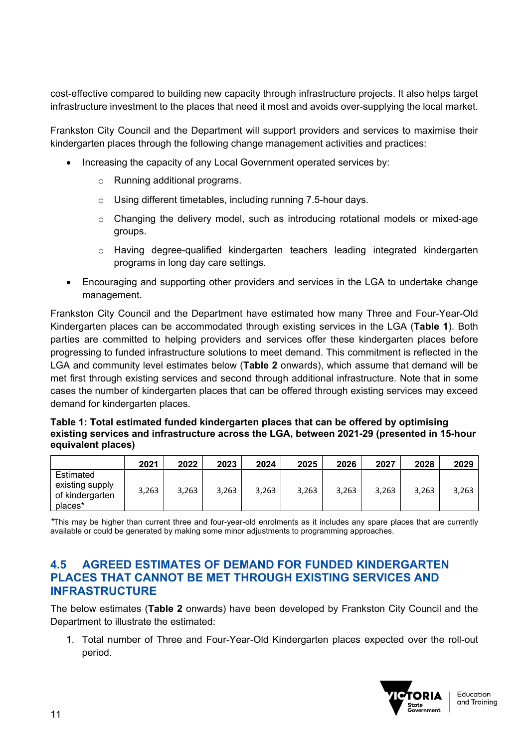cost-effective compared to building new capacity through infrastructure projects. It also helps target infrastructure investment to the places that need it most and avoids over-supplying the local market.

Frankston City Council and the Department will support providers and services to maximise their kindergarten places through the following change management activities and practices:

- Increasing the capacity of any Local Government operated services by:
  - Running additional programs.
  - Using different timetables, including running 7.5-hour days.
  - Changing the delivery model, such as introducing rotational models or mixed-age groups.
  - Having degree-qualified kindergarten teachers leading integrated kindergarten programs in long day care settings.
- Encouraging and supporting other providers and services in the LGA to undertake change management.

Frankston City Council and the Department have estimated how many Three and Four-Year-Old Kindergarten places can be accommodated through existing services in the LGA (**Table 1**). Both parties are committed to helping providers and services offer these kindergarten places before progressing to funded infrastructure solutions to meet demand. This commitment is reflected in the LGA and community level estimates below (**Table 2** onwards), which assume that demand will be met first through existing services and second through additional infrastructure. Note that in some cases the number of kindergarten places that can be offered through existing services may exceed demand for kindergarten places.

**Table 1: Total estimated funded kindergarten places that can be offered by optimising existing services and infrastructure across the LGA, between 2021-29 (presented in 15-hour equivalent places)**

| | 2021 | 2022 | 2023 | 2024 | 2025 | 2026 | 2027 | 2028 | 2029 |
|---|---|---|---|---|---|---|---|---|---|
| Estimated existing supply of kindergarten places* | 3,263 | 3,263 | 3,263 | 3,263 | 3,263 | 3,263 | 3,263 | 3,263 | 3,263 |

*This may be higher than current three and four-year-old enrolments as it includes any spare places that are currently available or could be generated by making some minor adjustments to programming approaches.

## 4.5 AGREED ESTIMATES OF DEMAND FOR FUNDED KINDERGARTEN PLACES THAT CANNOT BE MET THROUGH EXISTING SERVICES AND INFRASTRUCTURE

The below estimates (**Table 2** onwards) have been developed by Frankston City Council and the Department to illustrate the estimated:

1. Total number of Three and Four-Year-Old Kindergarten places expected over the roll-out period.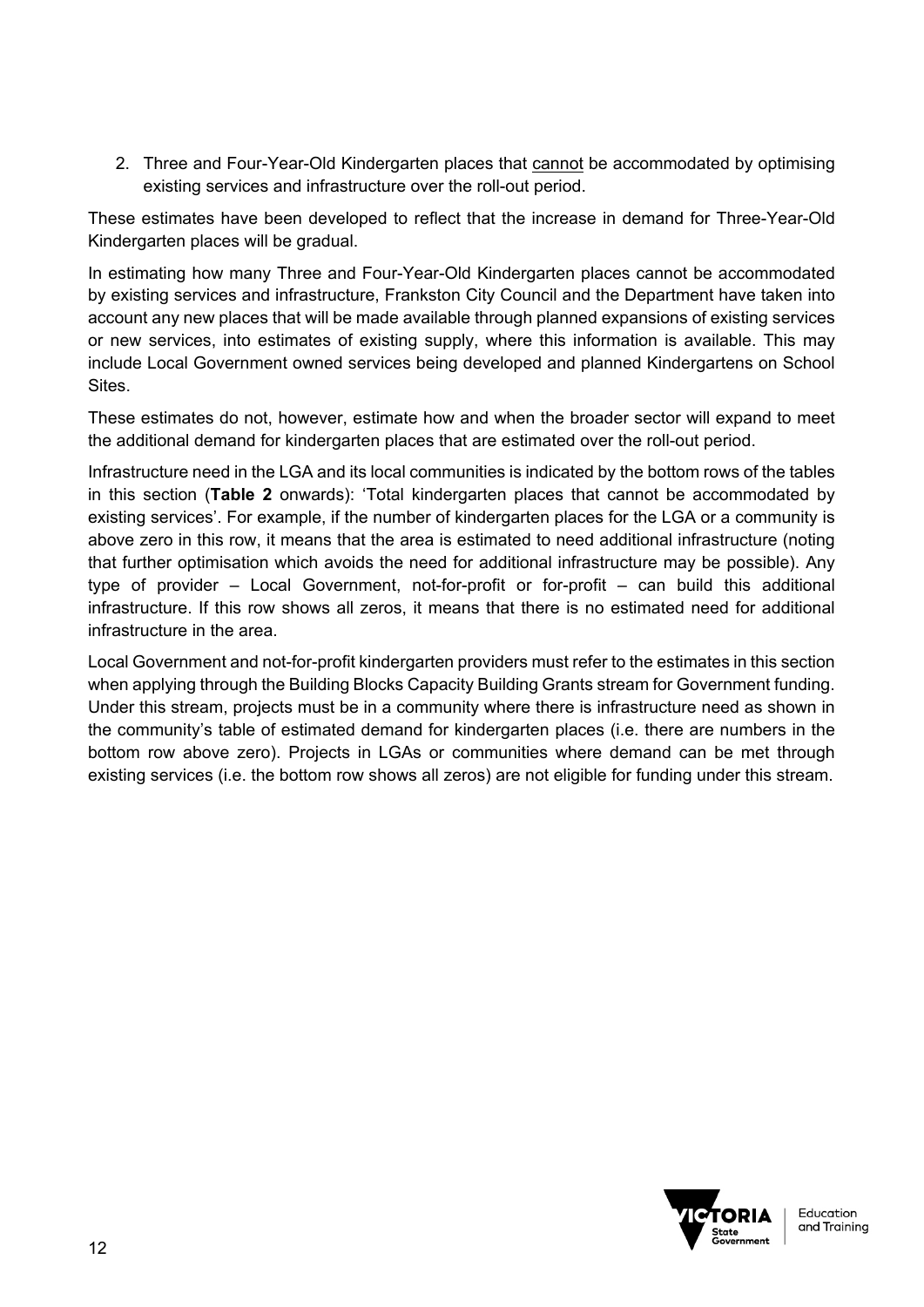2. Three and Four-Year-Old Kindergarten places that cannot be accommodated by optimising existing services and infrastructure over the roll-out period.

These estimates have been developed to reflect that the increase in demand for Three-Year-Old Kindergarten places will be gradual.

In estimating how many Three and Four-Year-Old Kindergarten places cannot be accommodated by existing services and infrastructure, Frankston City Council and the Department have taken into account any new places that will be made available through planned expansions of existing services or new services, into estimates of existing supply, where this information is available. This may include Local Government owned services being developed and planned Kindergartens on School Sites.

These estimates do not, however, estimate how and when the broader sector will expand to meet the additional demand for kindergarten places that are estimated over the roll-out period.

Infrastructure need in the LGA and its local communities is indicated by the bottom rows of the tables in this section (**Table 2** onwards): 'Total kindergarten places that cannot be accommodated by existing services'. For example, if the number of kindergarten places for the LGA or a community is above zero in this row, it means that the area is estimated to need additional infrastructure (noting that further optimisation which avoids the need for additional infrastructure may be possible). Any type of provider – Local Government, not-for-profit or for-profit – can build this additional infrastructure. If this row shows all zeros, it means that there is no estimated need for additional infrastructure in the area.

Local Government and not-for-profit kindergarten providers must refer to the estimates in this section when applying through the Building Blocks Capacity Building Grants stream for Government funding. Under this stream, projects must be in a community where there is infrastructure need as shown in the community's table of estimated demand for kindergarten places (i.e. there are numbers in the bottom row above zero). Projects in LGAs or communities where demand can be met through existing services (i.e. the bottom row shows all zeros) are not eligible for funding under this stream.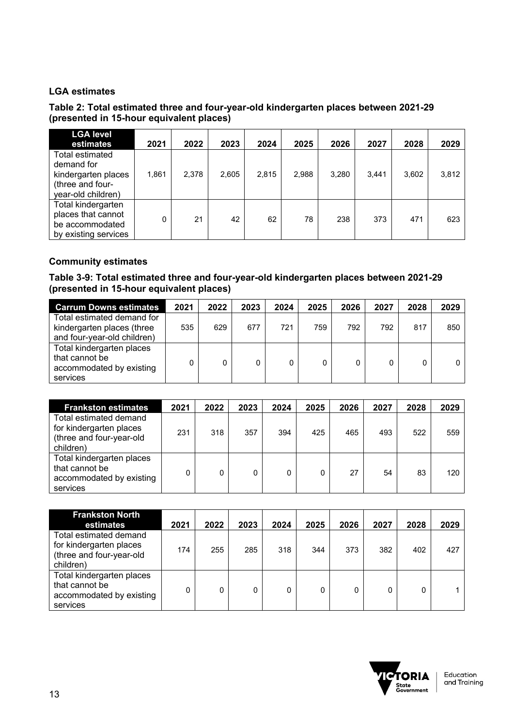### LGA estimates

**Table 2: Total estimated three and four-year-old kindergarten places between 2021-29 (presented in 15-hour equivalent places)**

| LGA level estimates | 2021 | 2022 | 2023 | 2024 | 2025 | 2026 | 2027 | 2028 | 2029 |
|---|---|---|---|---|---|---|---|---|---|
| Total estimated demand for kindergarten places (three and four-year-old children) | 1,861 | 2,378 | 2,605 | 2,815 | 2,988 | 3,280 | 3,441 | 3,602 | 3,812 |
| Total kindergarten places that cannot be accommodated by existing services | 0 | 21 | 42 | 62 | 78 | 238 | 373 | 471 | 623 |

### Community estimates

**Table 3-9: Total estimated three and four-year-old kindergarten places between 2021-29 (presented in 15-hour equivalent places)**

| Carrum Downs estimates | 2021 | 2022 | 2023 | 2024 | 2025 | 2026 | 2027 | 2028 | 2029 |
|---|---|---|---|---|---|---|---|---|---|
| Total estimated demand for kindergarten places (three and four-year-old children) | 535 | 629 | 677 | 721 | 759 | 792 | 792 | 817 | 850 |
| Total kindergarten places that cannot be accommodated by existing services | 0 | 0 | 0 | 0 | 0 | 0 | 0 | 0 | 0 |

| Frankston estimates | 2021 | 2022 | 2023 | 2024 | 2025 | 2026 | 2027 | 2028 | 2029 |
|---|---|---|---|---|---|---|---|---|---|
| Total estimated demand for kindergarten places (three and four-year-old children) | 231 | 318 | 357 | 394 | 425 | 465 | 493 | 522 | 559 |
| Total kindergarten places that cannot be accommodated by existing services | 0 | 0 | 0 | 0 | 0 | 27 | 54 | 83 | 120 |

| Frankston North estimates | 2021 | 2022 | 2023 | 2024 | 2025 | 2026 | 2027 | 2028 | 2029 |
|---|---|---|---|---|---|---|---|---|---|
| Total estimated demand for kindergarten places (three and four-year-old children) | 174 | 255 | 285 | 318 | 344 | 373 | 382 | 402 | 427 |
| Total kindergarten places that cannot be accommodated by existing services | 0 | 0 | 0 | 0 | 0 | 0 | 0 | 0 | 1 |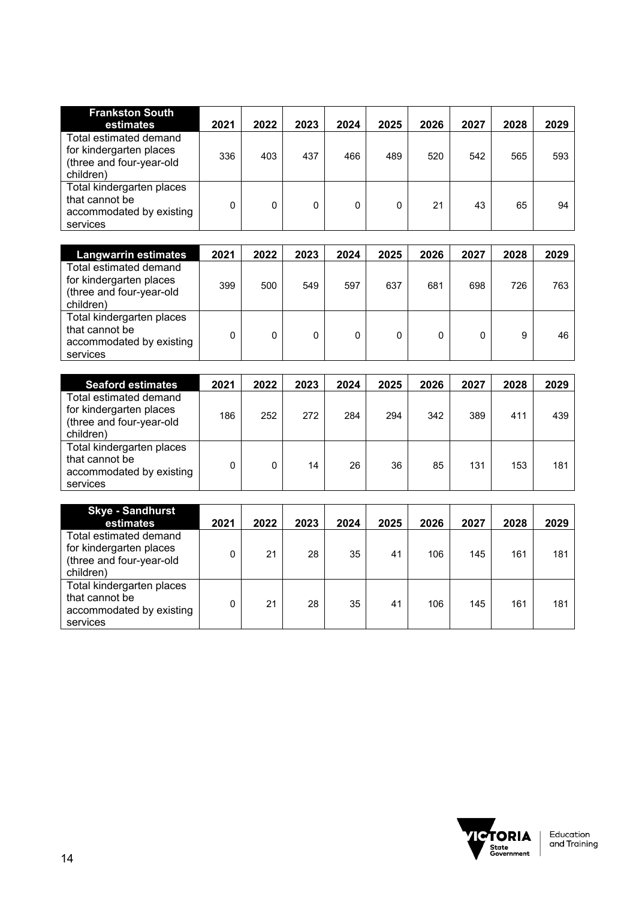| Frankston South estimates | 2021 | 2022 | 2023 | 2024 | 2025 | 2026 | 2027 | 2028 | 2029 |
|---|---|---|---|---|---|---|---|---|---|
| Total estimated demand for kindergarten places (three and four-year-old children) | 336 | 403 | 437 | 466 | 489 | 520 | 542 | 565 | 593 |
| Total kindergarten places that cannot be accommodated by existing services | 0 | 0 | 0 | 0 | 0 | 21 | 43 | 65 | 94 |

| Langwarrin estimates | 2021 | 2022 | 2023 | 2024 | 2025 | 2026 | 2027 | 2028 | 2029 |
|---|---|---|---|---|---|---|---|---|---|
| Total estimated demand for kindergarten places (three and four-year-old children) | 399 | 500 | 549 | 597 | 637 | 681 | 698 | 726 | 763 |
| Total kindergarten places that cannot be accommodated by existing services | 0 | 0 | 0 | 0 | 0 | 0 | 0 | 9 | 46 |

| Seaford estimates | 2021 | 2022 | 2023 | 2024 | 2025 | 2026 | 2027 | 2028 | 2029 |
|---|---|---|---|---|---|---|---|---|---|
| Total estimated demand for kindergarten places (three and four-year-old children) | 186 | 252 | 272 | 284 | 294 | 342 | 389 | 411 | 439 |
| Total kindergarten places that cannot be accommodated by existing services | 0 | 0 | 14 | 26 | 36 | 85 | 131 | 153 | 181 |

| Skye - Sandhurst estimates | 2021 | 2022 | 2023 | 2024 | 2025 | 2026 | 2027 | 2028 | 2029 |
|---|---|---|---|---|---|---|---|---|---|
| Total estimated demand for kindergarten places (three and four-year-old children) | 0 | 21 | 28 | 35 | 41 | 106 | 145 | 161 | 181 |
| Total kindergarten places that cannot be accommodated by existing services | 0 | 21 | 28 | 35 | 41 | 106 | 145 | 161 | 181 |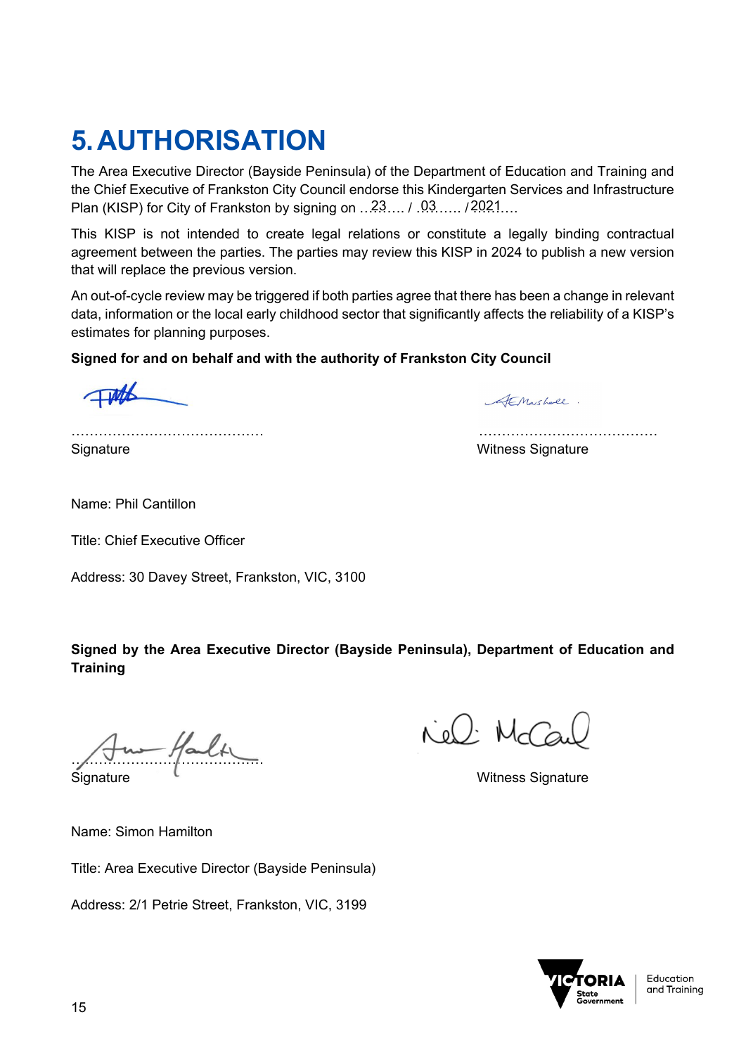# 5. AUTHORISATION

The Area Executive Director (Bayside Peninsula) of the Department of Education and Training and the Chief Executive of Frankston City Council endorse this Kindergarten Services and Infrastructure Plan (KISP) for City of Frankston by signing on ..23…. / .03…... /2021….

This KISP is not intended to create legal relations or constitute a legally binding contractual agreement between the parties. The parties may review this KISP in 2024 to publish a new version that will replace the previous version.

An out-of-cycle review may be triggered if both parties agree that there has been a change in relevant data, information or the local early childhood sector that significantly affects the reliability of a KISP's estimates for planning purposes.

**Signed for and on behalf and with the authority of Frankston City Council**

……………………………………
Signature

…………………………………
Witness Signature

Name: Phil Cantillon

Title: Chief Executive Officer

Address: 30 Davey Street, Frankston, VIC, 3100

**Signed by the Area Executive Director (Bayside Peninsula), Department of Education and Training**

……………………………………
Signature

Witness Signature

Name: Simon Hamilton

Title: Area Executive Director (Bayside Peninsula)

Address: 2/1 Petrie Street, Frankston, VIC, 3199

VICTORIA State Government | Education and Training